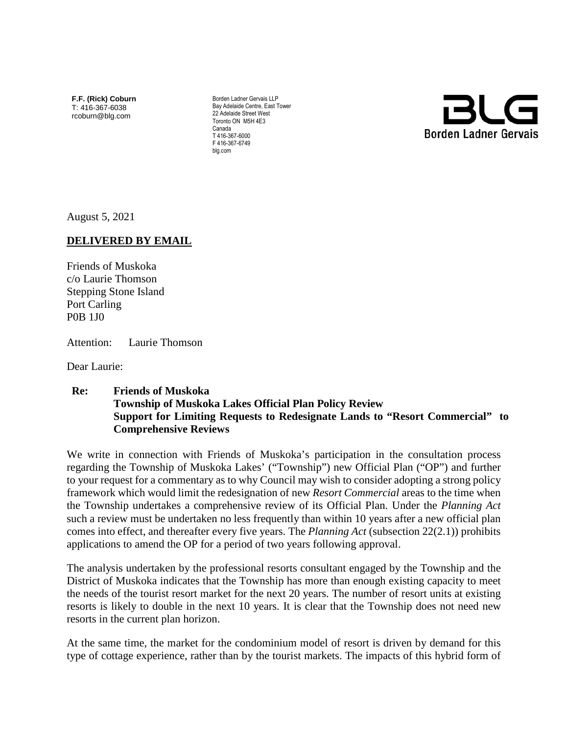**F.F. (Rick) Coburn**
T: 416-367-6038
rcoburn@blg.com

Borden Ladner Gervais LLP
Bay Adelaide Centre, East Tower
22 Adelaide Street West
Toronto ON M5H 4E3
Canada
T 416-367-6000
F 416-367-6749
blg.com

BLG
Borden Ladner Gervais

August 5, 2021

**DELIVERED BY EMAIL**

Friends of Muskoka
c/o Laurie Thomson
Stepping Stone Island
Port Carling
P0B 1J0

Attention: Laurie Thomson

Dear Laurie:

**Re: Friends of Muskoka**
**Township of Muskoka Lakes Official Plan Policy Review**
**Support for Limiting Requests to Redesignate Lands to "Resort Commercial" to Comprehensive Reviews**

We write in connection with Friends of Muskoka's participation in the consultation process regarding the Township of Muskoka Lakes' ("Township") new Official Plan ("OP") and further to your request for a commentary as to why Council may wish to consider adopting a strong policy framework which would limit the redesignation of new *Resort Commercial* areas to the time when the Township undertakes a comprehensive review of its Official Plan. Under the *Planning Act* such a review must be undertaken no less frequently than within 10 years after a new official plan comes into effect, and thereafter every five years. The *Planning Act* (subsection 22(2.1)) prohibits applications to amend the OP for a period of two years following approval.

The analysis undertaken by the professional resorts consultant engaged by the Township and the District of Muskoka indicates that the Township has more than enough existing capacity to meet the needs of the tourist resort market for the next 20 years. The number of resort units at existing resorts is likely to double in the next 10 years. It is clear that the Township does not need new resorts in the current plan horizon.

At the same time, the market for the condominium model of resort is driven by demand for this type of cottage experience, rather than by the tourist markets. The impacts of this hybrid form of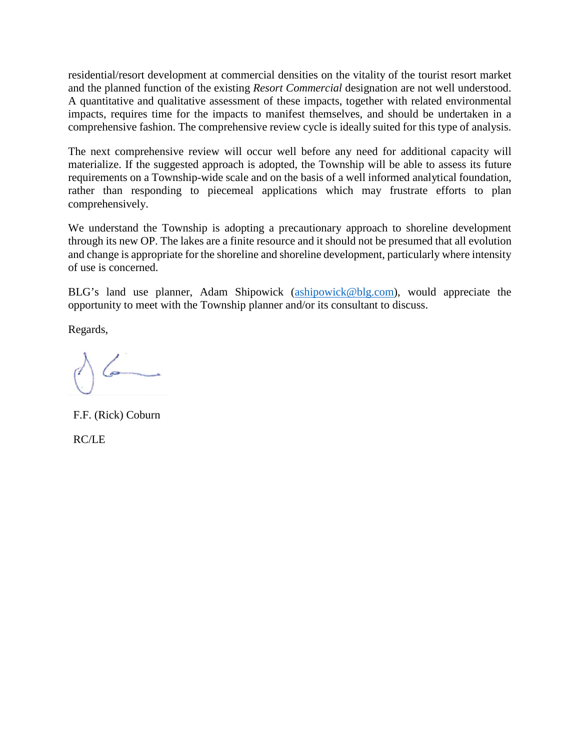residential/resort development at commercial densities on the vitality of the tourist resort market and the planned function of the existing *Resort Commercial* designation are not well understood. A quantitative and qualitative assessment of these impacts, together with related environmental impacts, requires time for the impacts to manifest themselves, and should be undertaken in a comprehensive fashion. The comprehensive review cycle is ideally suited for this type of analysis.

The next comprehensive review will occur well before any need for additional capacity will materialize. If the suggested approach is adopted, the Township will be able to assess its future requirements on a Township-wide scale and on the basis of a well informed analytical foundation, rather than responding to piecemeal applications which may frustrate efforts to plan comprehensively.

We understand the Township is adopting a precautionary approach to shoreline development through its new OP. The lakes are a finite resource and it should not be presumed that all evolution and change is appropriate for the shoreline and shoreline development, particularly where intensity of use is concerned.

BLG's land use planner, Adam Shipowick (ashipowick@blg.com), would appreciate the opportunity to meet with the Township planner and/or its consultant to discuss.

Regards,

F.F. (Rick) Coburn

RC/LE